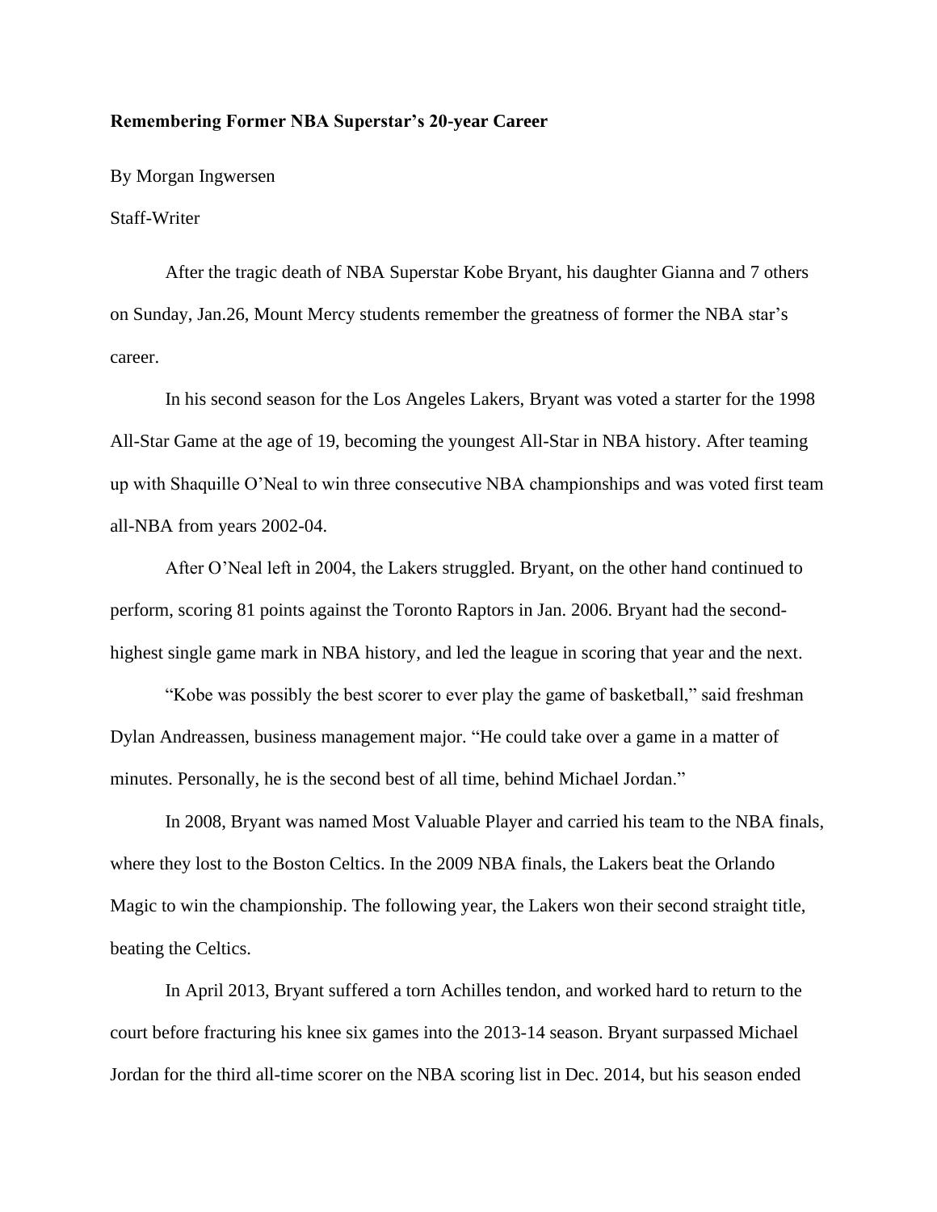**Remembering Former NBA Superstar's 20-year Career**

By Morgan Ingwersen

Staff-Writer

After the tragic death of NBA Superstar Kobe Bryant, his daughter Gianna and 7 others on Sunday, Jan.26, Mount Mercy students remember the greatness of former the NBA star's career.

In his second season for the Los Angeles Lakers, Bryant was voted a starter for the 1998 All-Star Game at the age of 19, becoming the youngest All-Star in NBA history. After teaming up with Shaquille O'Neal to win three consecutive NBA championships and was voted first team all-NBA from years 2002-04.

After O'Neal left in 2004, the Lakers struggled. Bryant, on the other hand continued to perform, scoring 81 points against the Toronto Raptors in Jan. 2006. Bryant had the second-highest single game mark in NBA history, and led the league in scoring that year and the next.

"Kobe was possibly the best scorer to ever play the game of basketball," said freshman Dylan Andreassen, business management major. "He could take over a game in a matter of minutes. Personally, he is the second best of all time, behind Michael Jordan."

In 2008, Bryant was named Most Valuable Player and carried his team to the NBA finals, where they lost to the Boston Celtics. In the 2009 NBA finals, the Lakers beat the Orlando Magic to win the championship. The following year, the Lakers won their second straight title, beating the Celtics.

In April 2013, Bryant suffered a torn Achilles tendon, and worked hard to return to the court before fracturing his knee six games into the 2013-14 season. Bryant surpassed Michael Jordan for the third all-time scorer on the NBA scoring list in Dec. 2014, but his season ended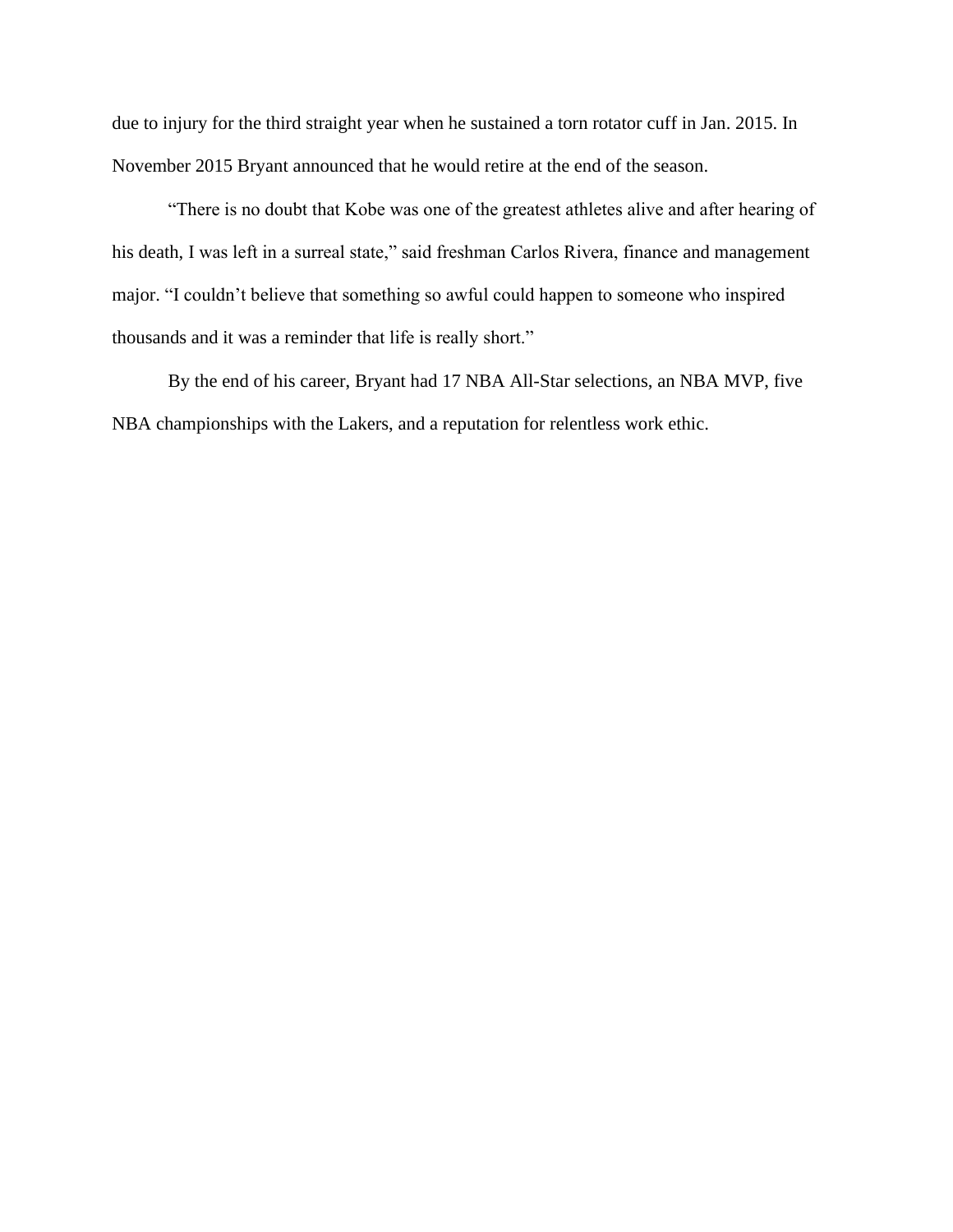due to injury for the third straight year when he sustained a torn rotator cuff in Jan. 2015. In November 2015 Bryant announced that he would retire at the end of the season.

“There is no doubt that Kobe was one of the greatest athletes alive and after hearing of his death, I was left in a surreal state,” said freshman Carlos Rivera, finance and management major. “I couldn’t believe that something so awful could happen to someone who inspired thousands and it was a reminder that life is really short.”

By the end of his career, Bryant had 17 NBA All-Star selections, an NBA MVP, five NBA championships with the Lakers, and a reputation for relentless work ethic.